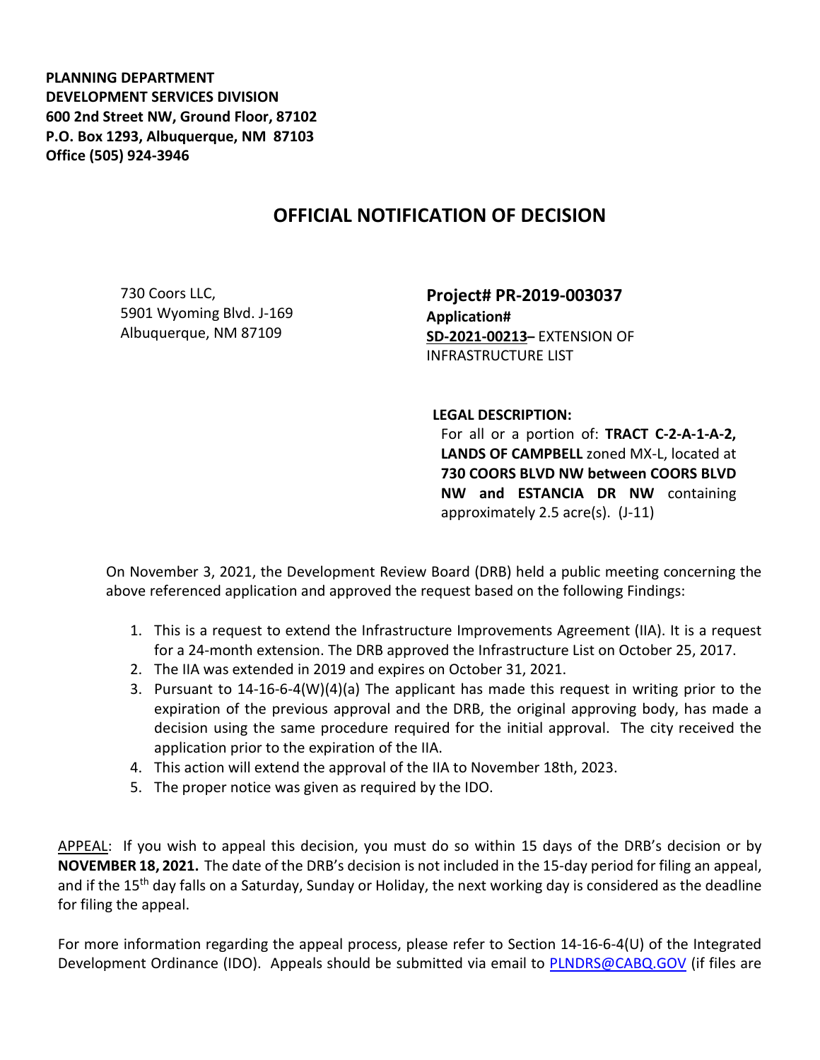**PLANNING DEPARTMENT**
**DEVELOPMENT SERVICES DIVISION**
**600 2nd Street NW, Ground Floor, 87102**
**P.O. Box 1293, Albuquerque, NM 87103**
**Office (505) 924-3946**

# OFFICIAL NOTIFICATION OF DECISION

730 Coors LLC,
5901 Wyoming Blvd. J-169
Albuquerque, NM 87109

**Project# PR-2019-003037**
**Application#**
**SD-2021-00213–** EXTENSION OF INFRASTRUCTURE LIST

**LEGAL DESCRIPTION:**
For all or a portion of: **TRACT C-2-A-1-A-2, LANDS OF CAMPBELL** zoned MX-L, located at **730 COORS BLVD NW between COORS BLVD NW and ESTANCIA DR NW** containing approximately 2.5 acre(s). (J-11)

On November 3, 2021, the Development Review Board (DRB) held a public meeting concerning the above referenced application and approved the request based on the following Findings:

1. This is a request to extend the Infrastructure Improvements Agreement (IIA). It is a request for a 24-month extension. The DRB approved the Infrastructure List on October 25, 2017.
2. The IIA was extended in 2019 and expires on October 31, 2021.
3. Pursuant to 14-16-6-4(W)(4)(a) The applicant has made this request in writing prior to the expiration of the previous approval and the DRB, the original approving body, has made a decision using the same procedure required for the initial approval. The city received the application prior to the expiration of the IIA.
4. This action will extend the approval of the IIA to November 18th, 2023.
5. The proper notice was given as required by the IDO.

APPEAL: If you wish to appeal this decision, you must do so within 15 days of the DRB's decision or by **NOVEMBER 18, 2021.** The date of the DRB's decision is not included in the 15-day period for filing an appeal, and if the 15th day falls on a Saturday, Sunday or Holiday, the next working day is considered as the deadline for filing the appeal.

For more information regarding the appeal process, please refer to Section 14-16-6-4(U) of the Integrated Development Ordinance (IDO). Appeals should be submitted via email to PLNDRS@CABQ.GOV (if files are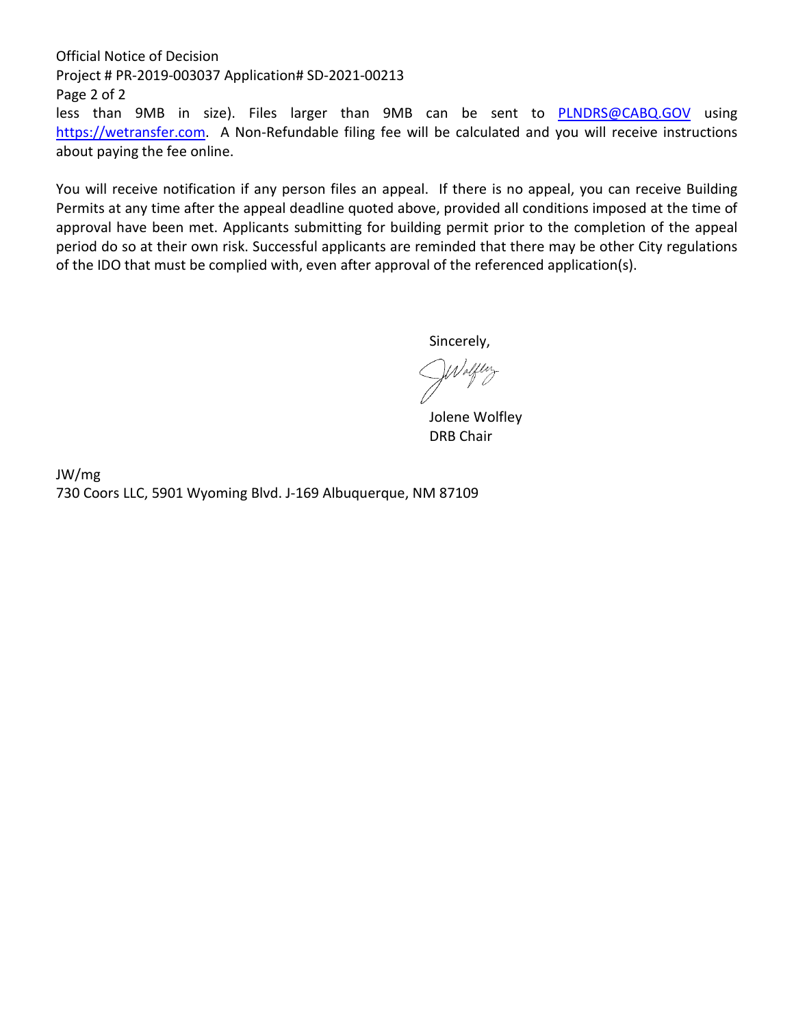less than 9MB in size). Files larger than 9MB can be sent to PLNDRS@CABQ.GOV using https://wetransfer.com. A Non-Refundable filing fee will be calculated and you will receive instructions about paying the fee online.

You will receive notification if any person files an appeal. If there is no appeal, you can receive Building Permits at any time after the appeal deadline quoted above, provided all conditions imposed at the time of approval have been met. Applicants submitting for building permit prior to the completion of the appeal period do so at their own risk. Successful applicants are reminded that there may be other City regulations of the IDO that must be complied with, even after approval of the referenced application(s).

Sincerely,

Jolene Wolfley
DRB Chair

JW/mg
730 Coors LLC, 5901 Wyoming Blvd. J-169 Albuquerque, NM 87109